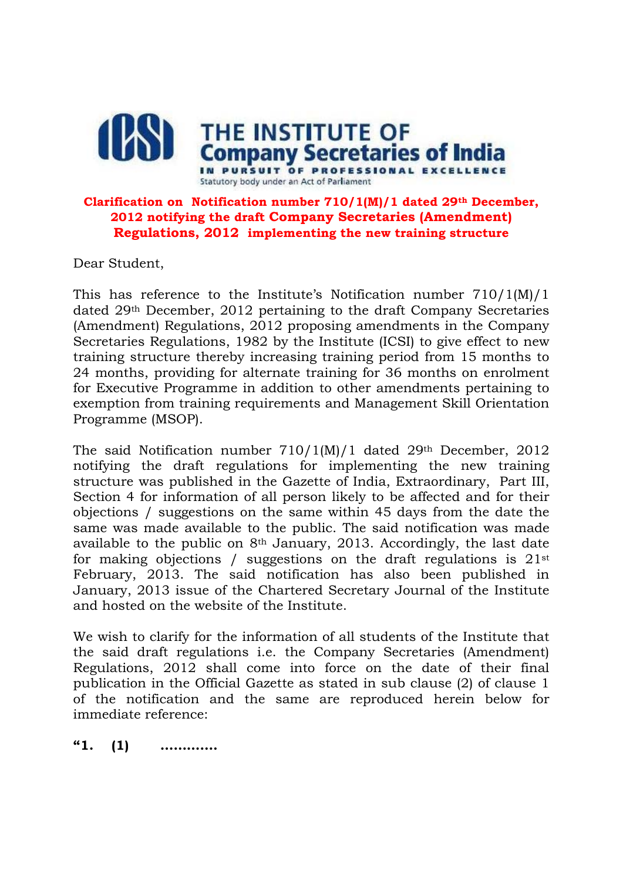**THE INSTITUTE OF Company Secretaries of India**
IN PURSUIT OF PROFESSIONAL EXCELLENCE
Statutory body under an Act of Parliament

## Clarification on Notification number 710/1(M)/1 dated 29th December, 2012 notifying the draft Company Secretaries (Amendment) Regulations, 2012 implementing the new training structure

Dear Student,

This has reference to the Institute's Notification number 710/1(M)/1 dated 29th December, 2012 pertaining to the draft Company Secretaries (Amendment) Regulations, 2012 proposing amendments in the Company Secretaries Regulations, 1982 by the Institute (ICSI) to give effect to new training structure thereby increasing training period from 15 months to 24 months, providing for alternate training for 36 months on enrolment for Executive Programme in addition to other amendments pertaining to exemption from training requirements and Management Skill Orientation Programme (MSOP).

The said Notification number 710/1(M)/1 dated 29th December, 2012 notifying the draft regulations for implementing the new training structure was published in the Gazette of India, Extraordinary, Part III, Section 4 for information of all person likely to be affected and for their objections / suggestions on the same within 45 days from the date the same was made available to the public. The said notification was made available to the public on 8th January, 2013. Accordingly, the last date for making objections / suggestions on the draft regulations is 21st February, 2013. The said notification has also been published in January, 2013 issue of the Chartered Secretary Journal of the Institute and hosted on the website of the Institute.

We wish to clarify for the information of all students of the Institute that the said draft regulations i.e. the Company Secretaries (Amendment) Regulations, 2012 shall come into force on the date of their final publication in the Official Gazette as stated in sub clause (2) of clause 1 of the notification and the same are reproduced herein below for immediate reference:

**"1. (1) ............**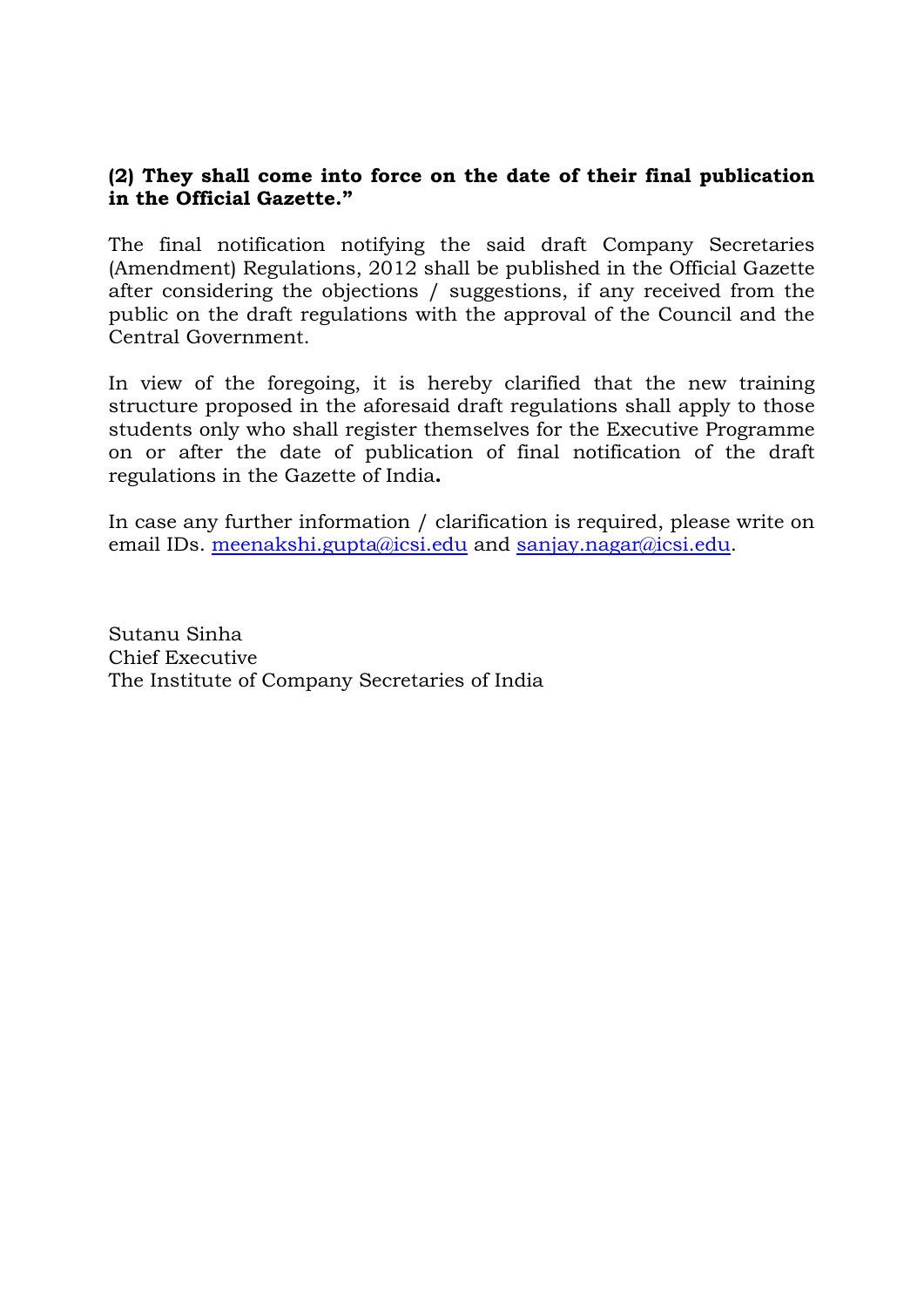**(2) They shall come into force on the date of their final publication in the Official Gazette.”**

The final notification notifying the said draft Company Secretaries (Amendment) Regulations, 2012 shall be published in the Official Gazette after considering the objections / suggestions, if any received from the public on the draft regulations with the approval of the Council and the Central Government.

In view of the foregoing, it is hereby clarified that the new training structure proposed in the aforesaid draft regulations shall apply to those students only who shall register themselves for the Executive Programme on or after the date of publication of final notification of the draft regulations in the Gazette of India**.**

In case any further information / clarification is required, please write on email IDs. meenakshi.gupta@icsi.edu and sanjay.nagar@icsi.edu.

Sutanu Sinha
Chief Executive
The Institute of Company Secretaries of India